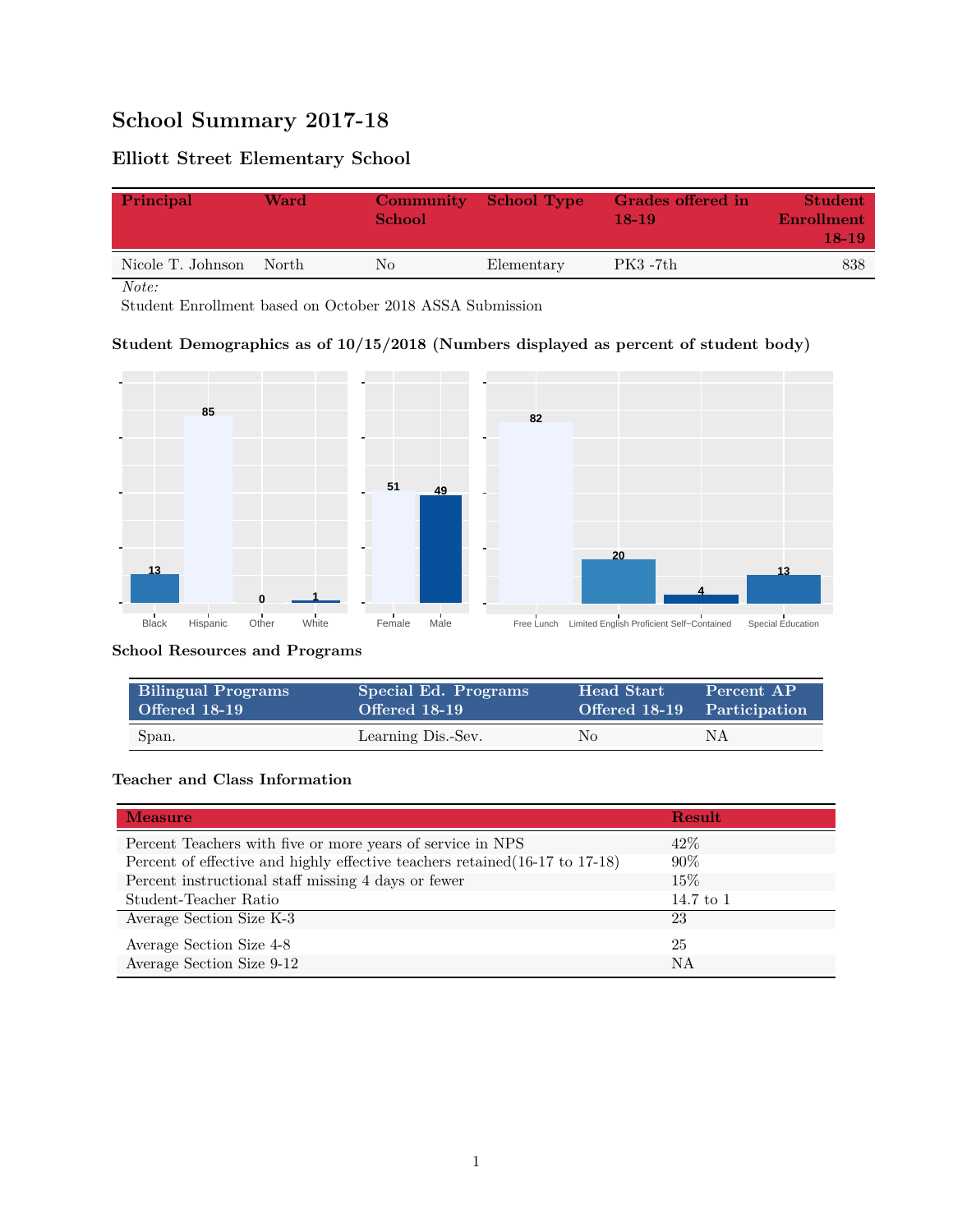# School Summary 2017-18

## Elliott Street Elementary School

| Principal | Ward | Community School | School Type | Grades offered in 18-19 | Student Enrollment 18-19 |
|---|---|---|---|---|---|
| Nicole T. Johnson | North | No | Elementary | PK3 -7th | 838 |

*Note:*
Student Enrollment based on October 2018 ASSA Submission

### Student Demographics as of 10/15/2018 (Numbers displayed as percent of student body)

| Black | Hispanic | Other | White |
|---|---|---|---|
| 13 | 85 | 0 | 1 |

| Female | Male |
|---|---|
| 51 | 49 |

| Free Lunch | Limited English Proficient | Self-Contained | Special Education |
|---|---|---|---|
| 82 | 20 | 4 | 13 |

### School Resources and Programs

| Bilingual Programs Offered 18-19 | Special Ed. Programs Offered 18-19 | Head Start Offered 18-19 | Percent AP Participation |
|---|---|---|---|
| Span. | Learning Dis.-Sev. | No | NA |

### Teacher and Class Information

| Measure | Result |
|---|---|
| Percent Teachers with five or more years of service in NPS | 42% |
| Percent of effective and highly effective teachers retained(16-17 to 17-18) | 90% |
| Percent instructional staff missing 4 days or fewer | 15% |
| Student-Teacher Ratio | 14.7 to 1 |
| Average Section Size K-3 | 23 |
| Average Section Size 4-8 | 25 |
| Average Section Size 9-12 | NA |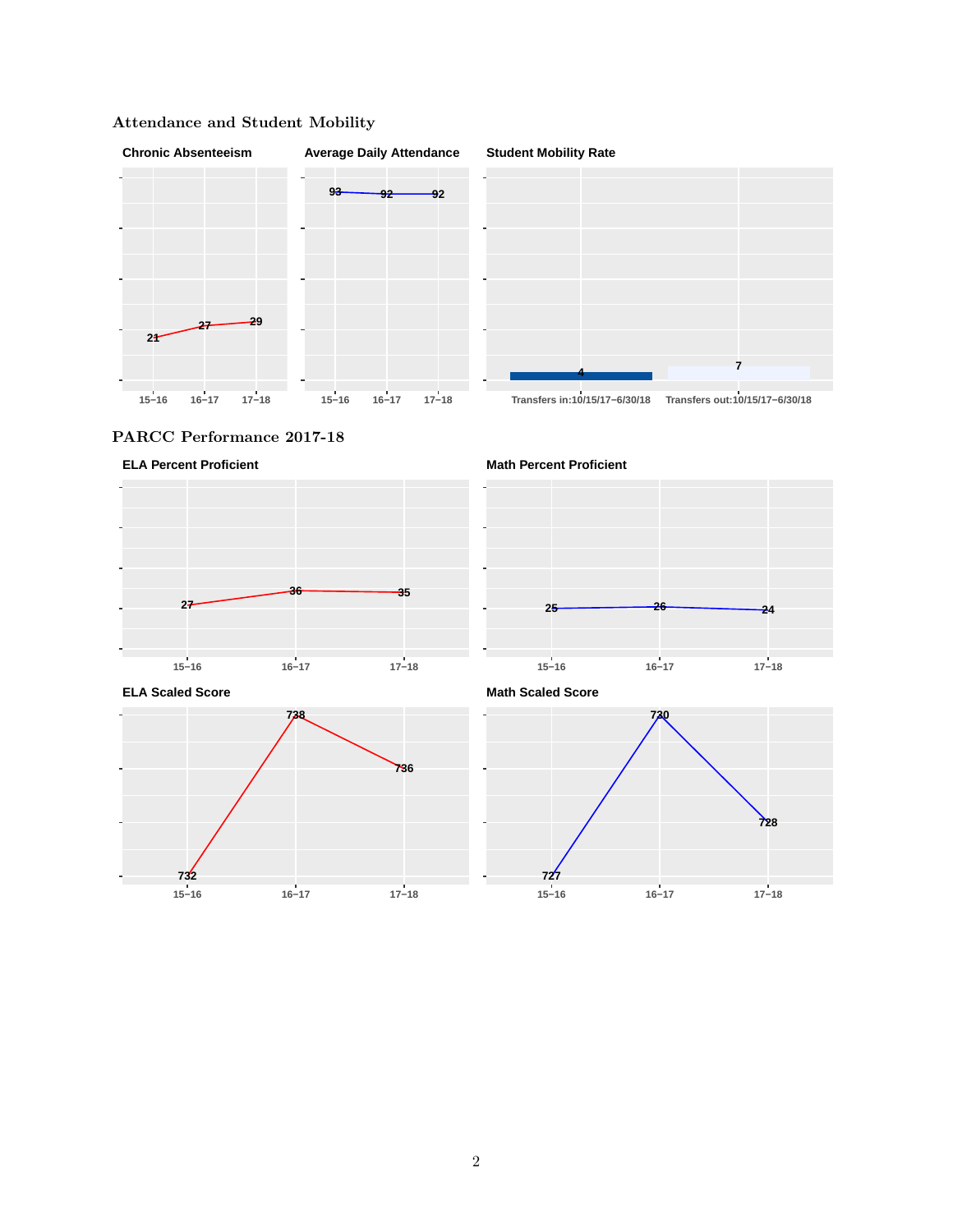## Attendance and Student Mobility

**Chronic Absenteeism**

21
27
29

15–16
16–17
17–18

**Average Daily Attendance**

93
92
92

15–16
16–17
17–18

**Student Mobility Rate**

4
7

Transfers in:10/15/17–6/30/18
Transfers out:10/15/17–6/30/18

## PARCC Performance 2017-18

**ELA Percent Proficient**

27
36
35

15–16
16–17
17–18

**Math Percent Proficient**

25
26
24

15–16
16–17
17–18

**ELA Scaled Score**

732
738
736

15–16
16–17
17–18

**Math Scaled Score**

727
730
728

15–16
16–17
17–18